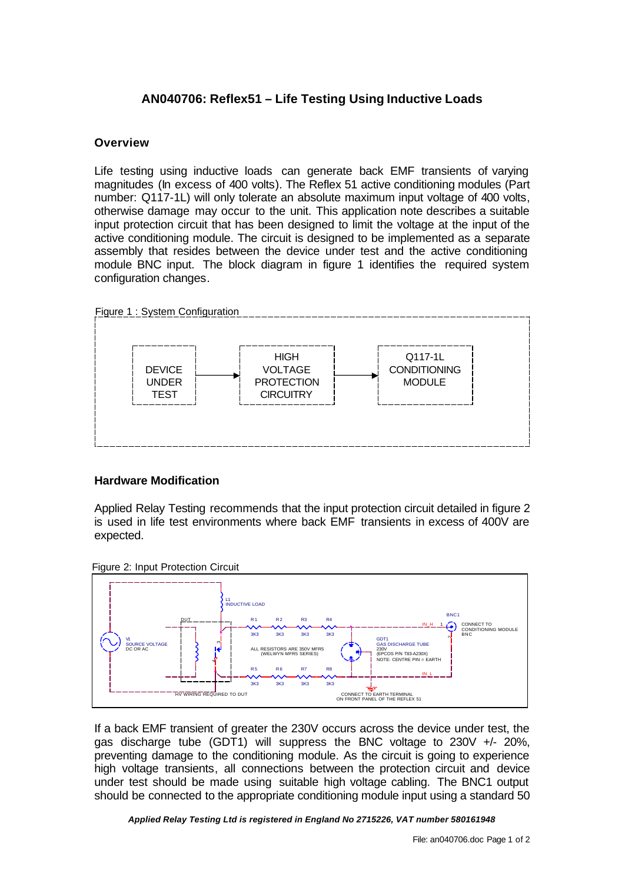# AN040706: Reflex51 – Life Testing Using Inductive Loads

## Overview

Life testing using inductive loads can generate back EMF transients of varying magnitudes (In excess of 400 volts). The Reflex 51 active conditioning modules (Part number: Q117-1L) will only tolerate an absolute maximum input voltage of 400 volts, otherwise damage may occur to the unit. This application note describes a suitable input protection circuit that has been designed to limit the voltage at the input of the active conditioning module. The circuit is designed to be implemented as a separate assembly that resides between the device under test and the active conditioning module BNC input. The block diagram in figure 1 identifies the required system configuration changes.

Figure 1 : System Configuration

DEVICE UNDER TEST → HIGH VOLTAGE PROTECTION CIRCUITRY → Q117-1L CONDITIONING MODULE

## Hardware Modification

Applied Relay Testing recommends that the input protection circuit detailed in figure 2 is used in life test environments where back EMF transients in excess of 400V are expected.

Figure 2: Input Protection Circuit

L1 INDUCTIVE LOAD; DUT; V1 SOURCE VOLTAGE DC OR AC; R1, R2, R3, R4, R5, R6, R7, R8: 3K3; ALL RESISTORS ARE 350V MFR5 (WELWYN MFR5 SERIES); GDT1 GAS DISCHARGE TUBE 230V (EPCOS P/N T83-A230X) NOTE: CENTRE PIN = EARTH; IN_H; IN_L; BNC1 CONNECT TO CONDITIONING MODULE BNC; HV WIRING REQUIRED TO DUT; CONNECT TO EARTH TERMINAL ON FRONT PANEL OF THE REFLEX 51

If a back EMF transient of greater the 230V occurs across the device under test, the gas discharge tube (GDT1) will suppress the BNC voltage to 230V +/- 20%, preventing damage to the conditioning module. As the circuit is going to experience high voltage transients, all connections between the protection circuit and device under test should be made using suitable high voltage cabling. The BNC1 output should be connected to the appropriate conditioning module input using a standard 50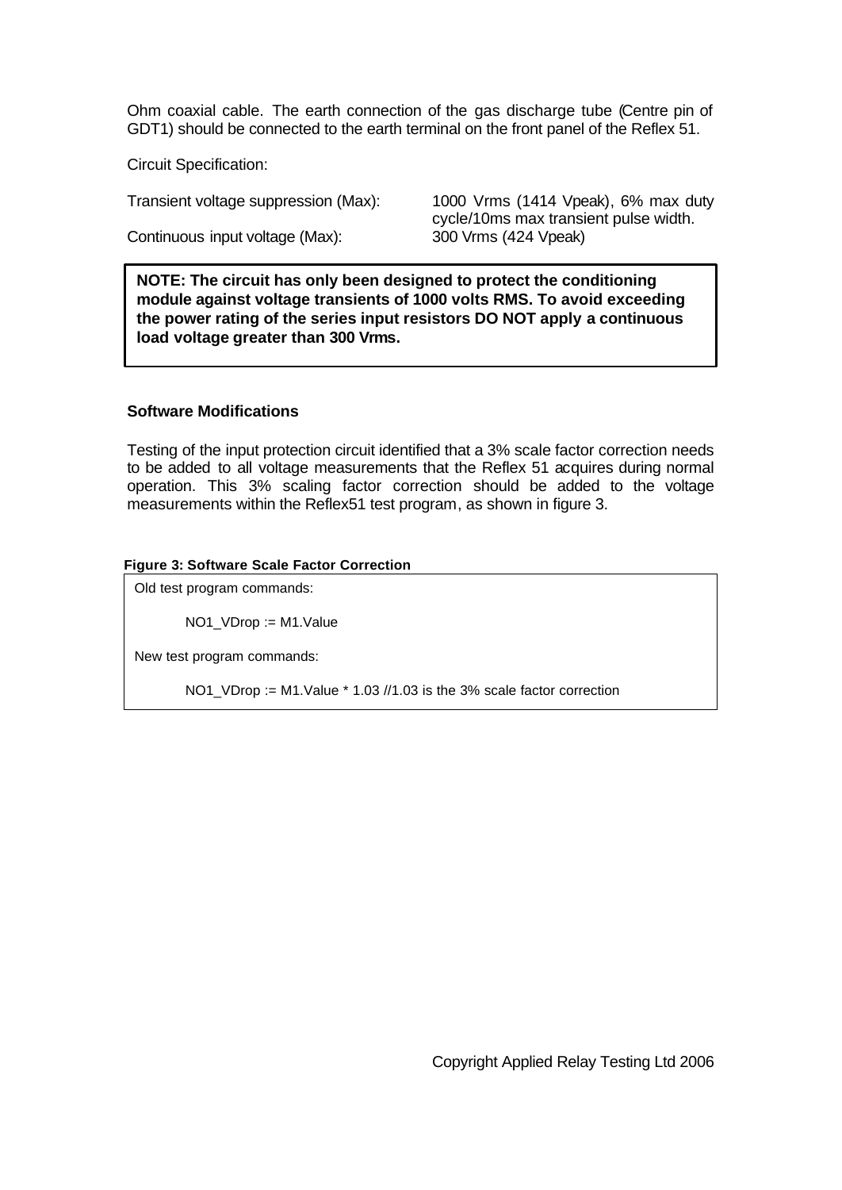Ohm coaxial cable. The earth connection of the gas discharge tube (Centre pin of GDT1) should be connected to the earth terminal on the front panel of the Reflex 51.

Circuit Specification:

| | |
|---|---|
| Transient voltage suppression (Max): | 1000 Vrms (1414 Vpeak), 6% max duty cycle/10ms max transient pulse width. |
| Continuous input voltage (Max): | 300 Vrms (424 Vpeak) |

**NOTE: The circuit has only been designed to protect the conditioning module against voltage transients of 1000 volts RMS. To avoid exceeding the power rating of the series input resistors DO NOT apply a continuous load voltage greater than 300 Vrms.**

### Software Modifications

Testing of the input protection circuit identified that a 3% scale factor correction needs to be added to all voltage measurements that the Reflex 51 acquires during normal operation. This 3% scaling factor correction should be added to the voltage measurements within the Reflex51 test program, as shown in figure 3.

**Figure 3: Software Scale Factor Correction**

```
Old test program commands:

        NO1_VDrop := M1.Value

New test program commands:

        NO1_VDrop := M1.Value * 1.03 //1.03 is the 3% scale factor correction
```

Copyright Applied Relay Testing Ltd 2006